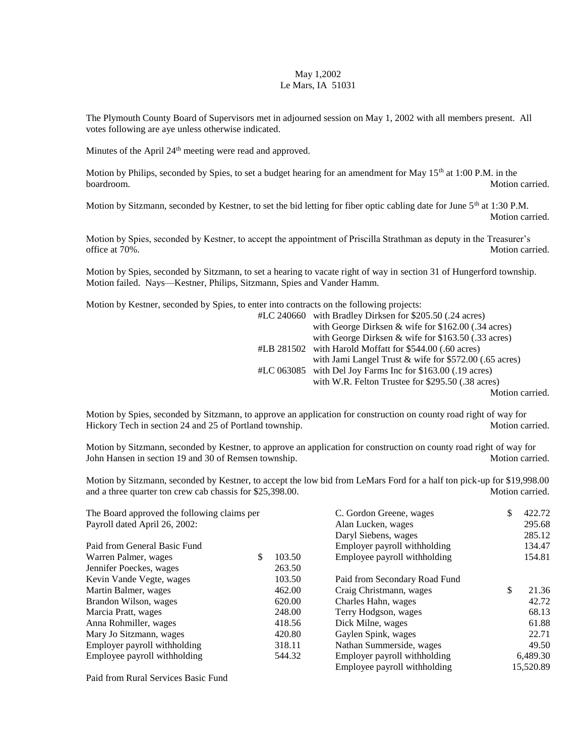May 1,2002
Le Mars, IA 51031

The Plymouth County Board of Supervisors met in adjourned session on May 1, 2002 with all members present. All votes following are aye unless otherwise indicated.

Minutes of the April 24th meeting were read and approved.

Motion by Philips, seconded by Spies, to set a budget hearing for an amendment for May 15th at 1:00 P.M. in the boardroom. Motion carried.

Motion by Sitzmann, seconded by Kestner, to set the bid letting for fiber optic cabling date for June 5th at 1:30 P.M. Motion carried.

Motion by Spies, seconded by Kestner, to accept the appointment of Priscilla Strathman as deputy in the Treasurer's office at 70%. Motion carried.

Motion by Spies, seconded by Sitzmann, to set a hearing to vacate right of way in section 31 of Hungerford township. Motion failed. Nays—Kestner, Philips, Sitzmann, Spies and Vander Hamm.

Motion by Kestner, seconded by Spies, to enter into contracts on the following projects:

#LC 240660 with Bradley Dirksen for $205.50 (.24 acres)
with George Dirksen & wife for $162.00 (.34 acres)
with George Dirksen & wife for $163.50 (.33 acres)
#LB 281502 with Harold Moffatt for $544.00 (.60 acres)
with Jami Langel Trust & wife for $572.00 (.65 acres)
#LC 063085 with Del Joy Farms Inc for $163.00 (.19 acres)
with W.R. Felton Trustee for $295.50 (.38 acres)

Motion carried.

Motion by Spies, seconded by Sitzmann, to approve an application for construction on county road right of way for Hickory Tech in section 24 and 25 of Portland township. Motion carried.

Motion by Sitzmann, seconded by Kestner, to approve an application for construction on county road right of way for John Hansen in section 19 and 30 of Remsen township. Motion carried.

Motion by Sitzmann, seconded by Kestner, to accept the low bid from LeMars Ford for a half ton pick-up for $19,998.00 and a three quarter ton crew cab chassis for $25,398.00. Motion carried.

The Board approved the following claims per Payroll dated April 26, 2002:

Paid from General Basic Fund

| | |
|---|---|
| Warren Palmer, wages | $ 103.50 |
| Jennifer Poeckes, wages | 263.50 |
| Kevin Vande Vegte, wages | 103.50 |
| Martin Balmer, wages | 462.00 |
| Brandon Wilson, wages | 620.00 |
| Marcia Pratt, wages | 248.00 |
| Anna Rohmiller, wages | 418.56 |
| Mary Jo Sitzmann, wages | 420.80 |
| Employer payroll withholding | 318.11 |
| Employee payroll withholding | 544.32 |

Paid from Rural Services Basic Fund

| | |
|---|---|
| C. Gordon Greene, wages | $ 422.72 |
| Alan Lucken, wages | 295.68 |
| Daryl Siebens, wages | 285.12 |
| Employer payroll withholding | 134.47 |
| Employee payroll withholding | 154.81 |

Paid from Secondary Road Fund

| | |
|---|---|
| Craig Christmann, wages | $ 21.36 |
| Charles Hahn, wages | 42.72 |
| Terry Hodgson, wages | 68.13 |
| Dick Milne, wages | 61.88 |
| Gaylen Spink, wages | 22.71 |
| Nathan Summerside, wages | 49.50 |
| Employer payroll withholding | 6,489.30 |
| Employee payroll withholding | 15,520.89 |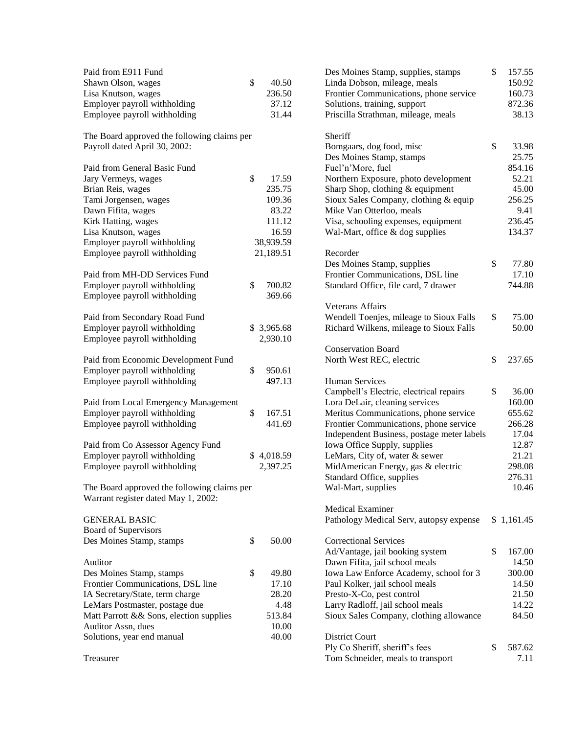Paid from E911 Fund

| | |
|---|---|
| Shawn Olson, wages | $ 40.50 |
| Lisa Knutson, wages | 236.50 |
| Employer payroll withholding | 37.12 |
| Employee payroll withholding | 31.44 |

The Board approved the following claims per Payroll dated April 30, 2002:

Paid from General Basic Fund

| | |
|---|---|
| Jary Vermeys, wages | $ 17.59 |
| Brian Reis, wages | 235.75 |
| Tami Jorgensen, wages | 109.36 |
| Dawn Fifita, wages | 83.22 |
| Kirk Hatting, wages | 111.12 |
| Lisa Knutson, wages | 16.59 |
| Employer payroll withholding | 38,939.59 |
| Employee payroll withholding | 21,189.51 |

Paid from MH-DD Services Fund

| | |
|---|---|
| Employer payroll withholding | $ 700.82 |
| Employee payroll withholding | 369.66 |

Paid from Secondary Road Fund

| | |
|---|---|
| Employer payroll withholding | $ 3,965.68 |
| Employee payroll withholding | 2,930.10 |

Paid from Economic Development Fund

| | |
|---|---|
| Employer payroll withholding | $ 950.61 |
| Employee payroll withholding | 497.13 |

Paid from Local Emergency Management

| | |
|---|---|
| Employer payroll withholding | $ 167.51 |
| Employee payroll withholding | 441.69 |

Paid from Co Assessor Agency Fund

| | |
|---|---|
| Employer payroll withholding | $ 4,018.59 |
| Employee payroll withholding | 2,397.25 |

The Board approved the following claims per Warrant register dated May 1, 2002:

GENERAL BASIC

Board of Supervisors

| | |
|---|---|
| Des Moines Stamp, stamps | $ 50.00 |

Auditor

| | |
|---|---|
| Des Moines Stamp, stamps | $ 49.80 |
| Frontier Communications, DSL line | 17.10 |
| IA Secretary/State, term charge | 28.20 |
| LeMars Postmaster, postage due | 4.48 |
| Matt Parrott && Sons, election supplies | 513.84 |
| Auditor Assn, dues | 10.00 |
| Solutions, year end manual | 40.00 |

Treasurer

| | |
|---|---|
| Des Moines Stamp, supplies, stamps | $ 157.55 |
| Linda Dobson, mileage, meals | 150.92 |
| Frontier Communications, phone service | 160.73 |
| Solutions, training, support | 872.36 |
| Priscilla Strathman, mileage, meals | 38.13 |

Sheriff

| | |
|---|---|
| Bomgaars, dog food, misc | $ 33.98 |
| Des Moines Stamp, stamps | 25.75 |
| Fuel'n'More, fuel | 854.16 |
| Northern Exposure, photo development | 52.21 |
| Sharp Shop, clothing & equipment | 45.00 |
| Sioux Sales Company, clothing & equip | 256.25 |
| Mike Van Otterloo, meals | 9.41 |
| Visa, schooling expenses, equipment | 236.45 |
| Wal-Mart, office & dog supplies | 134.37 |

Recorder

| | |
|---|---|
| Des Moines Stamp, supplies | $ 77.80 |
| Frontier Communications, DSL line | 17.10 |
| Standard Office, file card, 7 drawer | 744.88 |

Veterans Affairs

| | |
|---|---|
| Wendell Toenjes, mileage to Sioux Falls | $ 75.00 |
| Richard Wilkens, mileage to Sioux Falls | 50.00 |

Conservation Board

| | |
|---|---|
| North West REC, electric | $ 237.65 |

Human Services

| | |
|---|---|
| Campbell's Electric, electrical repairs | $ 36.00 |
| Lora DeLair, cleaning services | 160.00 |
| Meritus Communications, phone service | 655.62 |
| Frontier Communications, phone service | 266.28 |
| Independent Business, postage meter labels | 17.04 |
| Iowa Office Supply, supplies | 12.87 |
| LeMars, City of, water & sewer | 21.21 |
| MidAmerican Energy, gas & electric | 298.08 |
| Standard Office, supplies | 276.31 |
| Wal-Mart, supplies | 10.46 |

Medical Examiner

| | |
|---|---|
| Pathology Medical Serv, autopsy expense | $ 1,161.45 |

Correctional Services

| | |
|---|---|
| Ad/Vantage, jail booking system | $ 167.00 |
| Dawn Fifita, jail school meals | 14.50 |
| Iowa Law Enforce Academy, school for 3 | 300.00 |
| Paul Kolker, jail school meals | 14.50 |
| Presto-X-Co, pest control | 21.50 |
| Larry Radloff, jail school meals | 14.22 |
| Sioux Sales Company, clothing allowance | 84.50 |

District Court

| | |
|---|---|
| Ply Co Sheriff, sheriff's fees | $ 587.62 |
| Tom Schneider, meals to transport | 7.11 |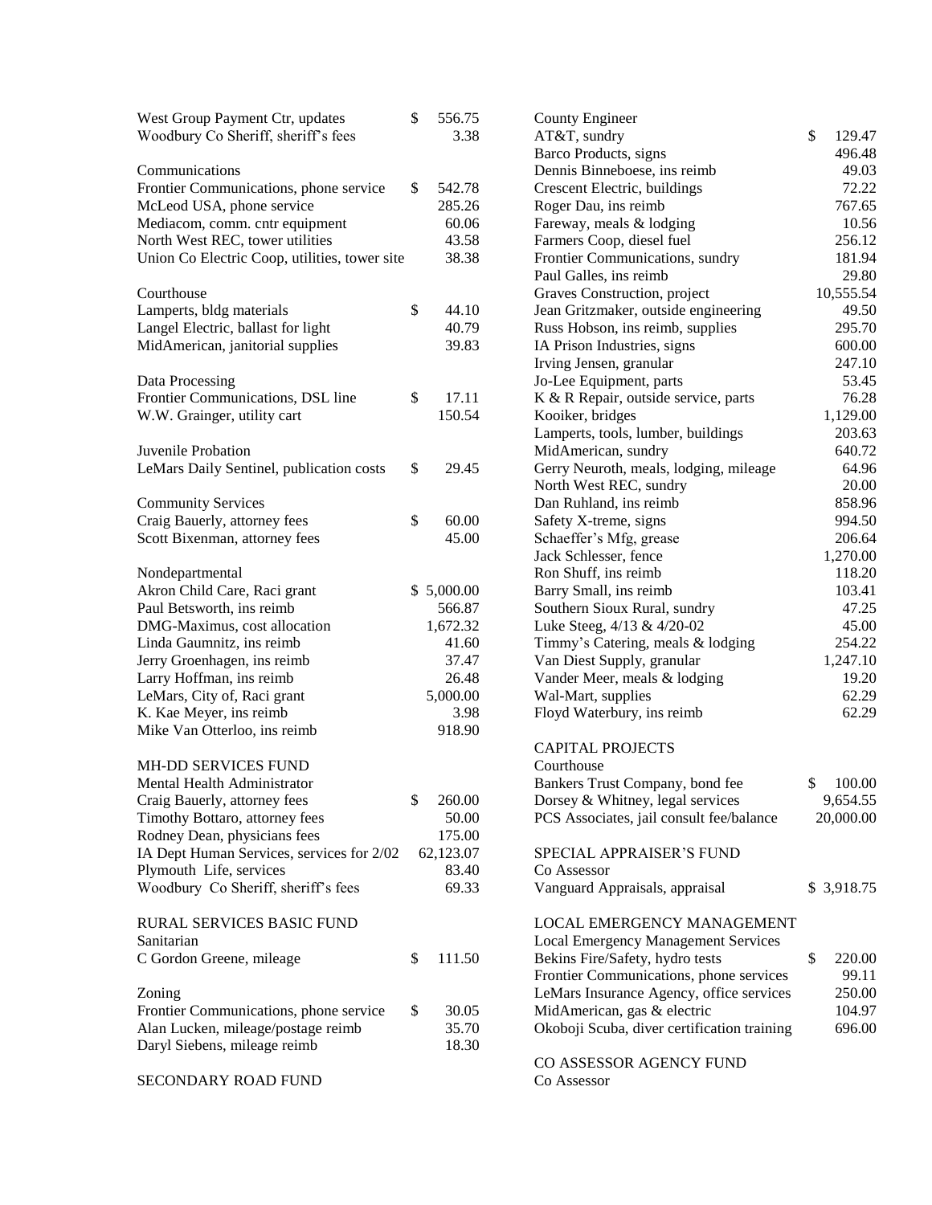| | |
|---|---|
| West Group Payment Ctr, updates | $ 556.75 |
| Woodbury Co Sheriff, sheriff's fees | 3.38 |

Communications

| | |
|---|---|
| Frontier Communications, phone service | $ 542.78 |
| McLeod USA, phone service | 285.26 |
| Mediacom, comm. cntr equipment | 60.06 |
| North West REC, tower utilities | 43.58 |
| Union Co Electric Coop, utilities, tower site | 38.38 |

Courthouse

| | |
|---|---|
| Lamperts, bldg materials | $ 44.10 |
| Langel Electric, ballast for light | 40.79 |
| MidAmerican, janitorial supplies | 39.83 |

Data Processing

| | |
|---|---|
| Frontier Communications, DSL line | $ 17.11 |
| W.W. Grainger, utility cart | 150.54 |

Juvenile Probation

| | |
|---|---|
| LeMars Daily Sentinel, publication costs | $ 29.45 |

Community Services

| | |
|---|---|
| Craig Bauerly, attorney fees | $ 60.00 |
| Scott Bixenman, attorney fees | 45.00 |

Nondepartmental

| | |
|---|---|
| Akron Child Care, Raci grant | $ 5,000.00 |
| Paul Betsworth, ins reimb | 566.87 |
| DMG-Maximus, cost allocation | 1,672.32 |
| Linda Gaumnitz, ins reimb | 41.60 |
| Jerry Groenhagen, ins reimb | 37.47 |
| Larry Hoffman, ins reimb | 26.48 |
| LeMars, City of, Raci grant | 5,000.00 |
| K. Kae Meyer, ins reimb | 3.98 |
| Mike Van Otterloo, ins reimb | 918.90 |

MH-DD SERVICES FUND

Mental Health Administrator

| | |
|---|---|
| Craig Bauerly, attorney fees | $ 260.00 |
| Timothy Bottaro, attorney fees | 50.00 |
| Rodney Dean, physicians fees | 175.00 |
| IA Dept Human Services, services for 2/02 | 62,123.07 |
| Plymouth Life, services | 83.40 |
| Woodbury Co Sheriff, sheriff's fees | 69.33 |

RURAL SERVICES BASIC FUND

Sanitarian

| | |
|---|---|
| C Gordon Greene, mileage | $ 111.50 |

Zoning

| | |
|---|---|
| Frontier Communications, phone service | $ 30.05 |
| Alan Lucken, mileage/postage reimb | 35.70 |
| Daryl Siebens, mileage reimb | 18.30 |

SECONDARY ROAD FUND

County Engineer

| | |
|---|---|
| AT&T, sundry | $ 129.47 |
| Barco Products, signs | 496.48 |
| Dennis Binneboese, ins reimb | 49.03 |
| Crescent Electric, buildings | 72.22 |
| Roger Dau, ins reimb | 767.65 |
| Fareway, meals & lodging | 10.56 |
| Farmers Coop, diesel fuel | 256.12 |
| Frontier Communications, sundry | 181.94 |
| Paul Galles, ins reimb | 29.80 |
| Graves Construction, project | 10,555.54 |
| Jean Gritzmaker, outside engineering | 49.50 |
| Russ Hobson, ins reimb, supplies | 295.70 |
| IA Prison Industries, signs | 600.00 |
| Irving Jensen, granular | 247.10 |
| Jo-Lee Equipment, parts | 53.45 |
| K & R Repair, outside service, parts | 76.28 |
| Kooiker, bridges | 1,129.00 |
| Lamperts, tools, lumber, buildings | 203.63 |
| MidAmerican, sundry | 640.72 |
| Gerry Neuroth, meals, lodging, mileage | 64.96 |
| North West REC, sundry | 20.00 |
| Dan Ruhland, ins reimb | 858.96 |
| Safety X-treme, signs | 994.50 |
| Schaeffer's Mfg, grease | 206.64 |
| Jack Schlesser, fence | 1,270.00 |
| Ron Shuff, ins reimb | 118.20 |
| Barry Small, ins reimb | 103.41 |
| Southern Sioux Rural, sundry | 47.25 |
| Luke Steeg, 4/13 & 4/20-02 | 45.00 |
| Timmy's Catering, meals & lodging | 254.22 |
| Van Diest Supply, granular | 1,247.10 |
| Vander Meer, meals & lodging | 19.20 |
| Wal-Mart, supplies | 62.29 |
| Floyd Waterbury, ins reimb | 62.29 |

CAPITAL PROJECTS

Courthouse

| | |
|---|---|
| Bankers Trust Company, bond fee | $ 100.00 |
| Dorsey & Whitney, legal services | 9,654.55 |
| PCS Associates, jail consult fee/balance | 20,000.00 |

SPECIAL APPRAISER'S FUND

Co Assessor

| | |
|---|---|
| Vanguard Appraisals, appraisal | $ 3,918.75 |

LOCAL EMERGENCY MANAGEMENT

Local Emergency Management Services

| | |
|---|---|
| Bekins Fire/Safety, hydro tests | $ 220.00 |
| Frontier Communications, phone services | 99.11 |
| LeMars Insurance Agency, office services | 250.00 |
| MidAmerican, gas & electric | 104.97 |
| Okoboji Scuba, diver certification training | 696.00 |

CO ASSESSOR AGENCY FUND

Co Assessor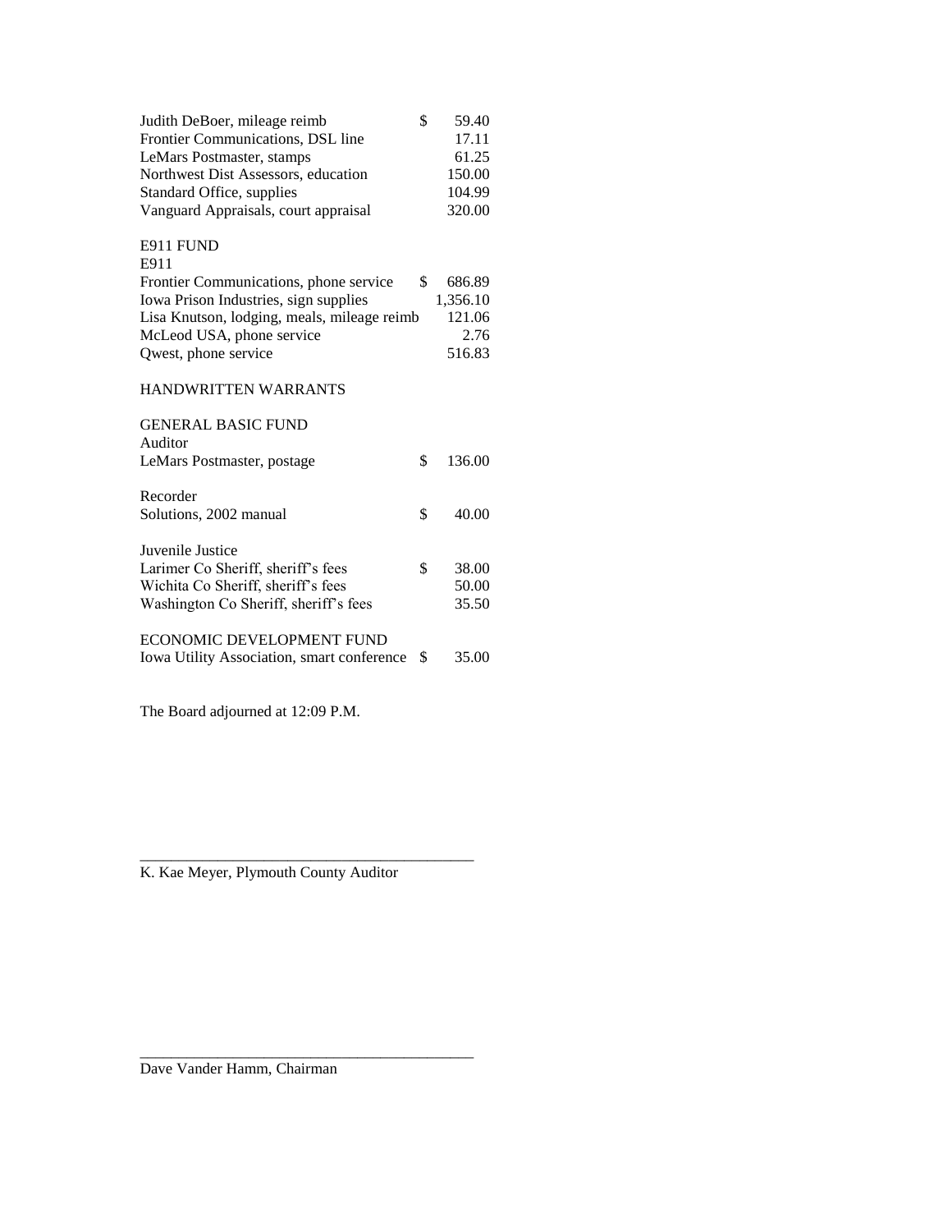| | | |
|---|---|---|
| Judith DeBoer, mileage reimb | $ | 59.40 |
| Frontier Communications, DSL line | | 17.11 |
| LeMars Postmaster, stamps | | 61.25 |
| Northwest Dist Assessors, education | | 150.00 |
| Standard Office, supplies | | 104.99 |
| Vanguard Appraisals, court appraisal | | 320.00 |

E911 FUND
E911

| | | |
|---|---|---|
| Frontier Communications, phone service | $ | 686.89 |
| Iowa Prison Industries, sign supplies | | 1,356.10 |
| Lisa Knutson, lodging, meals, mileage reimb | | 121.06 |
| McLeod USA, phone service | | 2.76 |
| Qwest, phone service | | 516.83 |

HANDWRITTEN WARRANTS

GENERAL BASIC FUND
Auditor

| | | |
|---|---|---|
| LeMars Postmaster, postage | $ | 136.00 |

Recorder

| | | |
|---|---|---|
| Solutions, 2002 manual | $ | 40.00 |

Juvenile Justice

| | | |
|---|---|---|
| Larimer Co Sheriff, sheriff's fees | $ | 38.00 |
| Wichita Co Sheriff, sheriff's fees | | 50.00 |
| Washington Co Sheriff, sheriff's fees | | 35.50 |

ECONOMIC DEVELOPMENT FUND

| | | |
|---|---|---|
| Iowa Utility Association, smart conference | $ | 35.00 |

The Board adjourned at 12:09 P.M.

\_\_\_\_\_\_\_\_\_\_\_\_\_\_\_\_\_\_\_\_\_\_\_\_\_\_\_\_\_\_\_\_\_\_\_\_\_\_\_\_\_\_\_

K. Kae Meyer, Plymouth County Auditor

\_\_\_\_\_\_\_\_\_\_\_\_\_\_\_\_\_\_\_\_\_\_\_\_\_\_\_\_\_\_\_\_\_\_\_\_\_\_\_\_\_\_\_

Dave Vander Hamm, Chairman